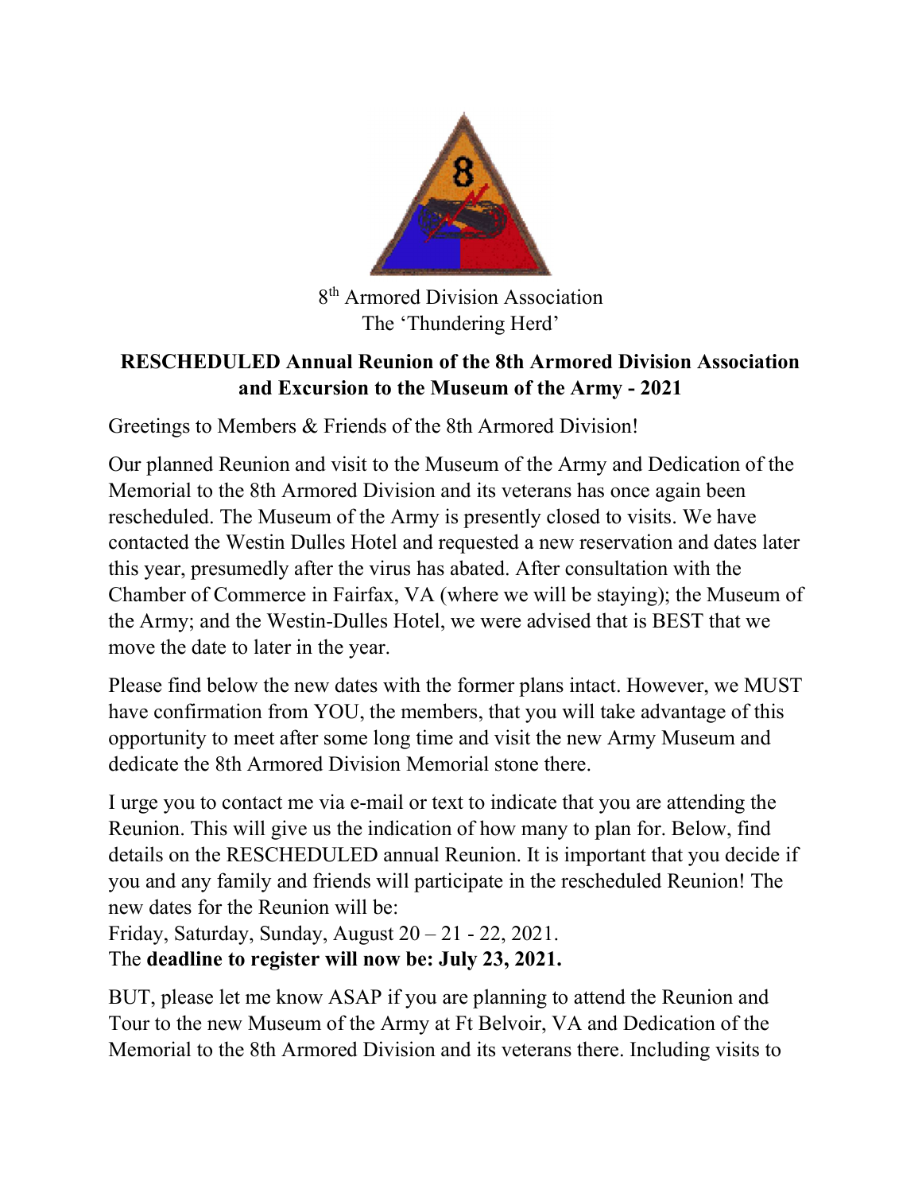8th Armored Division Association
The 'Thundering Herd'

## RESCHEDULED Annual Reunion of the 8th Armored Division Association and Excursion to the Museum of the Army - 2021

Greetings to Members & Friends of the 8th Armored Division!

Our planned Reunion and visit to the Museum of the Army and Dedication of the Memorial to the 8th Armored Division and its veterans has once again been rescheduled. The Museum of the Army is presently closed to visits. We have contacted the Westin Dulles Hotel and requested a new reservation and dates later this year, presumedly after the virus has abated. After consultation with the Chamber of Commerce in Fairfax, VA (where we will be staying); the Museum of the Army; and the Westin-Dulles Hotel, we were advised that is BEST that we move the date to later in the year.

Please find below the new dates with the former plans intact. However, we MUST have confirmation from YOU, the members, that you will take advantage of this opportunity to meet after some long time and visit the new Army Museum and dedicate the 8th Armored Division Memorial stone there.

I urge you to contact me via e-mail or text to indicate that you are attending the Reunion. This will give us the indication of how many to plan for. Below, find details on the RESCHEDULED annual Reunion. It is important that you decide if you and any family and friends will participate in the rescheduled Reunion! The new dates for the Reunion will be:
Friday, Saturday, Sunday, August 20 – 21 - 22, 2021.
The **deadline to register will now be: July 23, 2021.**

BUT, please let me know ASAP if you are planning to attend the Reunion and Tour to the new Museum of the Army at Ft Belvoir, VA and Dedication of the Memorial to the 8th Armored Division and its veterans there. Including visits to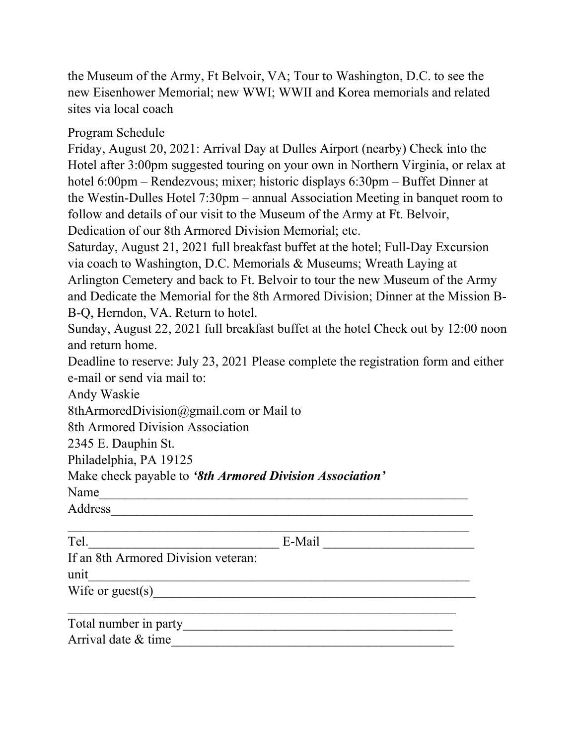the Museum of the Army, Ft Belvoir, VA; Tour to Washington, D.C. to see the new Eisenhower Memorial; new WWI; WWII and Korea memorials and related sites via local coach

Program Schedule

Friday, August 20, 2021: Arrival Day at Dulles Airport (nearby) Check into the Hotel after 3:00pm suggested touring on your own in Northern Virginia, or relax at hotel 6:00pm – Rendezvous; mixer; historic displays 6:30pm – Buffet Dinner at the Westin-Dulles Hotel 7:30pm – annual Association Meeting in banquet room to follow and details of our visit to the Museum of the Army at Ft. Belvoir, Dedication of our 8th Armored Division Memorial; etc.

Saturday, August 21, 2021 full breakfast buffet at the hotel; Full-Day Excursion via coach to Washington, D.C. Memorials & Museums; Wreath Laying at Arlington Cemetery and back to Ft. Belvoir to tour the new Museum of the Army and Dedicate the Memorial for the 8th Armored Division; Dinner at the Mission B-B-Q, Herndon, VA. Return to hotel.

Sunday, August 22, 2021 full breakfast buffet at the hotel Check out by 12:00 noon and return home.

Deadline to reserve: July 23, 2021 Please complete the registration form and either e-mail or send via mail to:

Andy Waskie
8thArmoredDivision@gmail.com or Mail to
8th Armored Division Association
2345 E. Dauphin St.
Philadelphia, PA 19125

Make check payable to ***'8th Armored Division Association'***

Name________________________________________________________

Address______________________________________________________

_____________________________________________________________

Tel.______________________________ E-Mail _______________________

If an 8th Armored Division veteran:

unit__________________________________________________________

Wife or guest(s)_________________________________________________

_____________________________________________________________

Total number in party_____________________________________________

Arrival date & time_______________________________________________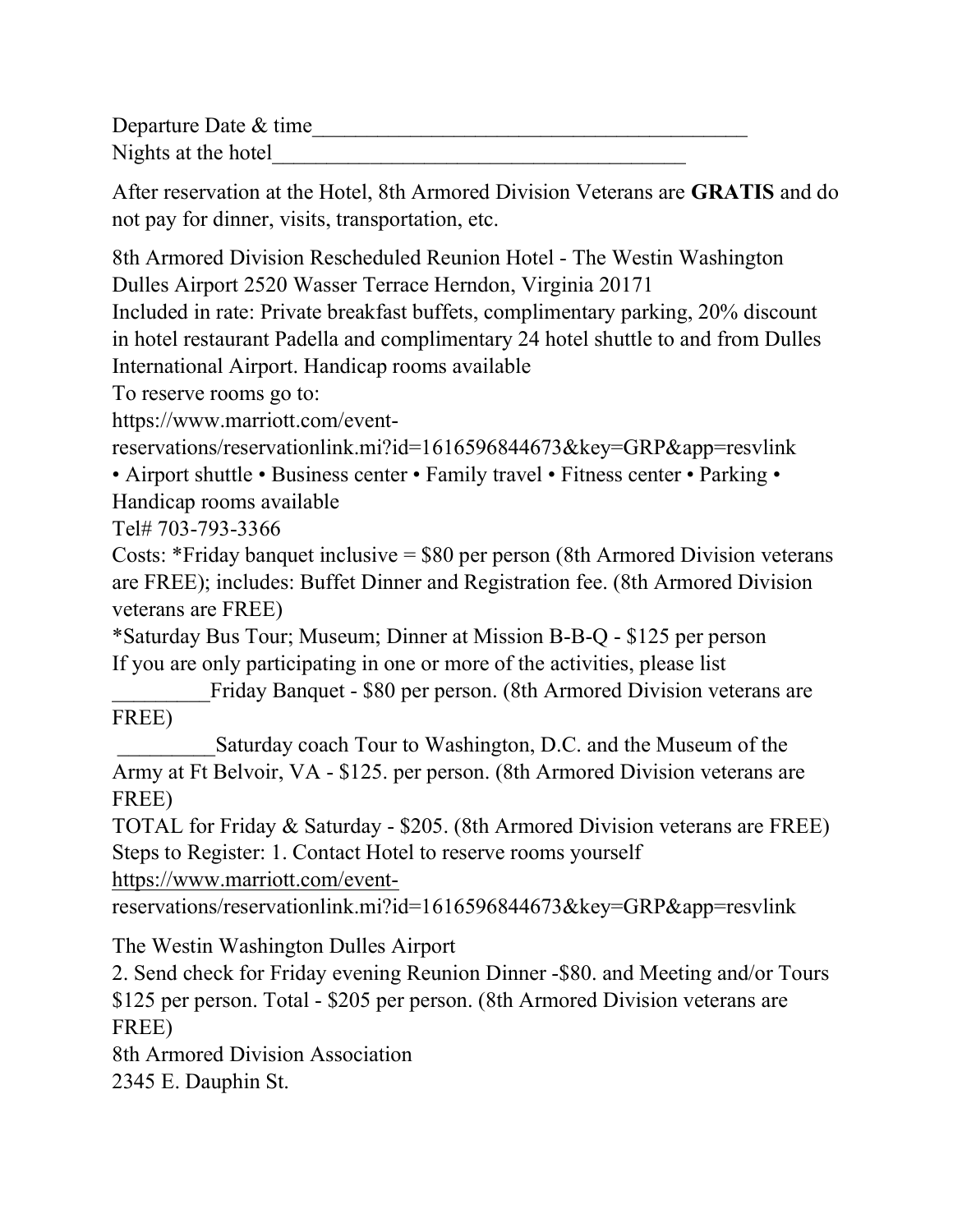Departure Date & time_________________________________________
Nights at the hotel______________________________________

After reservation at the Hotel, 8th Armored Division Veterans are **GRATIS** and do not pay for dinner, visits, transportation, etc.

8th Armored Division Rescheduled Reunion Hotel - The Westin Washington Dulles Airport 2520 Wasser Terrace Herndon, Virginia 20171
Included in rate: Private breakfast buffets, complimentary parking, 20% discount in hotel restaurant Padella and complimentary 24 hotel shuttle to and from Dulles International Airport. Handicap rooms available
To reserve rooms go to:
https://www.marriott.com/event-reservations/reservationlink.mi?id=1616596844673&key=GRP&app=resvlink
• Airport shuttle • Business center • Family travel • Fitness center • Parking • Handicap rooms available
Tel# 703-793-3366
Costs: *Friday banquet inclusive = $80 per person (8th Armored Division veterans are FREE); includes: Buffet Dinner and Registration fee. (8th Armored Division veterans are FREE)
*Saturday Bus Tour; Museum; Dinner at Mission B-B-Q - $125 per person
If you are only participating in one or more of the activities, please list
_________Friday Banquet - $80 per person. (8th Armored Division veterans are FREE)
_________Saturday coach Tour to Washington, D.C. and the Museum of the Army at Ft Belvoir, VA - $125. per person. (8th Armored Division veterans are FREE)
TOTAL for Friday & Saturday - $205. (8th Armored Division veterans are FREE)
Steps to Register: 1. Contact Hotel to reserve rooms yourself
https://www.marriott.com/event-reservations/reservationlink.mi?id=1616596844673&key=GRP&app=resvlink

The Westin Washington Dulles Airport
2. Send check for Friday evening Reunion Dinner -$80. and Meeting and/or Tours $125 per person. Total - $205 per person. (8th Armored Division veterans are FREE)
8th Armored Division Association
2345 E. Dauphin St.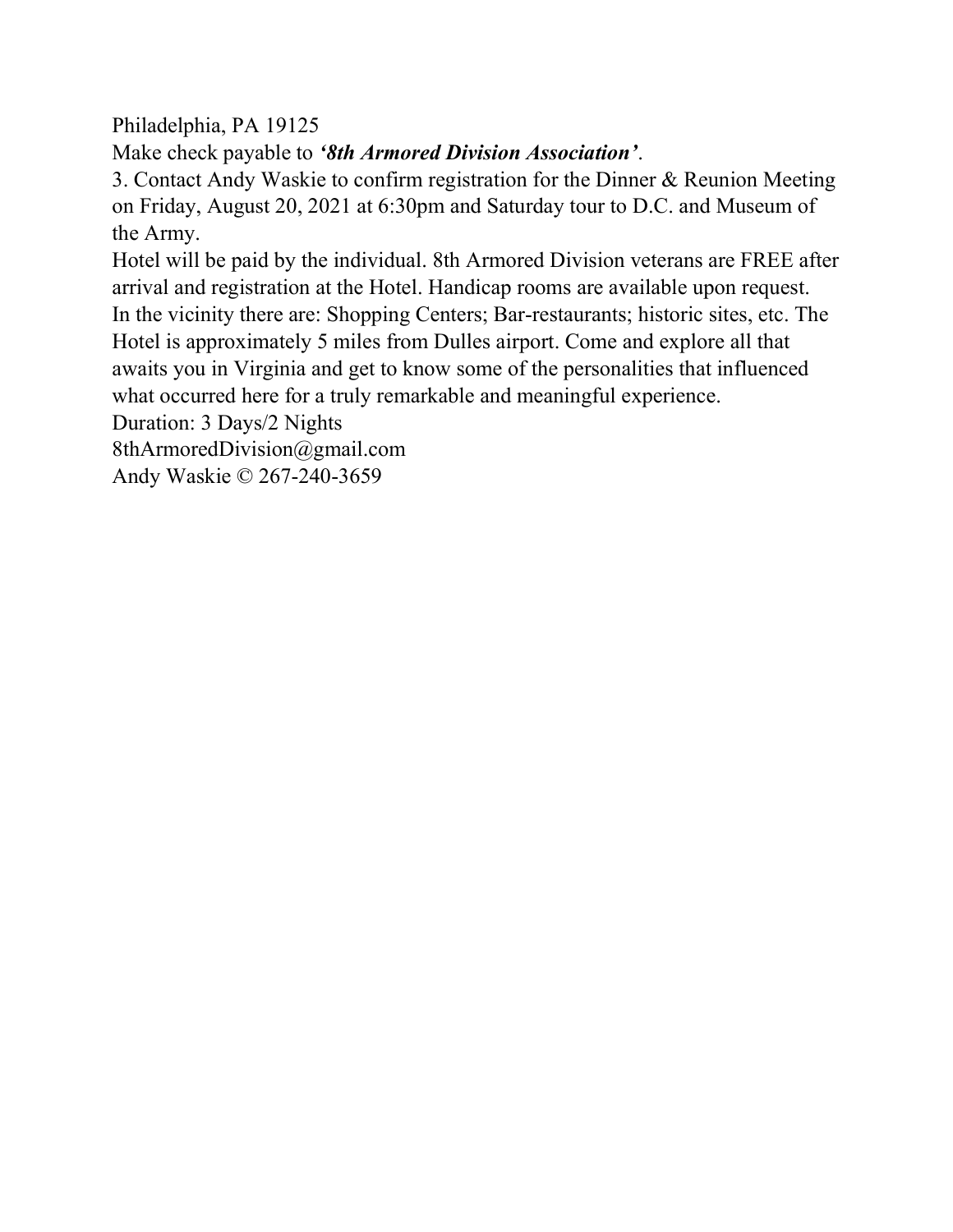Philadelphia, PA 19125

Make check payable to ***'8th Armored Division Association'***.

3. Contact Andy Waskie to confirm registration for the Dinner & Reunion Meeting on Friday, August 20, 2021 at 6:30pm and Saturday tour to D.C. and Museum of the Army.

Hotel will be paid by the individual. 8th Armored Division veterans are FREE after arrival and registration at the Hotel. Handicap rooms are available upon request. In the vicinity there are: Shopping Centers; Bar-restaurants; historic sites, etc. The Hotel is approximately 5 miles from Dulles airport. Come and explore all that awaits you in Virginia and get to know some of the personalities that influenced what occurred here for a truly remarkable and meaningful experience.

Duration: 3 Days/2 Nights

8thArmoredDivision@gmail.com

Andy Waskie © 267-240-3659